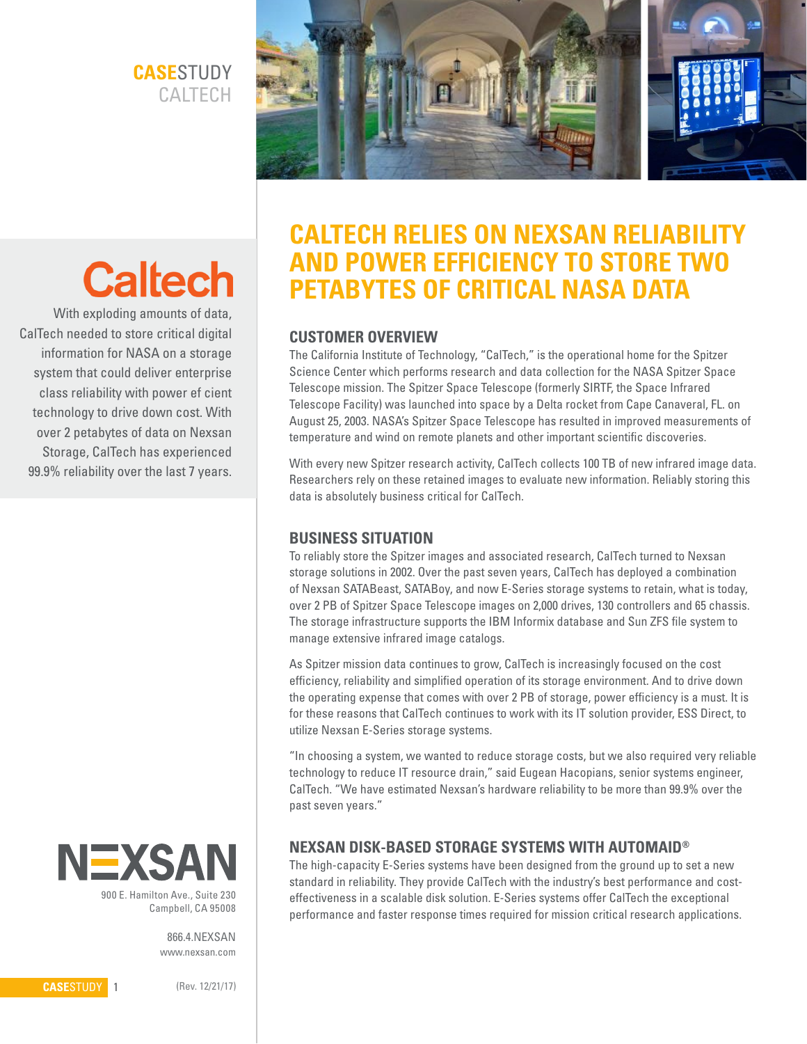CASESTUDY
CALTECH

# CALTECH RELIES ON NEXSAN RELIABILITY AND POWER EFFICIENCY TO STORE TWO PETABYTES OF CRITICAL NASA DATA

Caltech

With exploding amounts of data, CalTech needed to store critical digital information for NASA on a storage system that could deliver enterprise class reliability with power ef cient technology to drive down cost. With over 2 petabytes of data on Nexsan Storage, CalTech has experienced 99.9% reliability over the last 7 years.

## CUSTOMER OVERVIEW

The California Institute of Technology, "CalTech," is the operational home for the Spitzer Science Center which performs research and data collection for the NASA Spitzer Space Telescope mission. The Spitzer Space Telescope (formerly SIRTF, the Space Infrared Telescope Facility) was launched into space by a Delta rocket from Cape Canaveral, FL. on August 25, 2003. NASA's Spitzer Space Telescope has resulted in improved measurements of temperature and wind on remote planets and other important scientific discoveries.

With every new Spitzer research activity, CalTech collects 100 TB of new infrared image data. Researchers rely on these retained images to evaluate new information. Reliably storing this data is absolutely business critical for CalTech.

## BUSINESS SITUATION

To reliably store the Spitzer images and associated research, CalTech turned to Nexsan storage solutions in 2002. Over the past seven years, CalTech has deployed a combination of Nexsan SATABeast, SATABoy, and now E-Series storage systems to retain, what is today, over 2 PB of Spitzer Space Telescope images on 2,000 drives, 130 controllers and 65 chassis. The storage infrastructure supports the IBM Informix database and Sun ZFS file system to manage extensive infrared image catalogs.

As Spitzer mission data continues to grow, CalTech is increasingly focused on the cost efficiency, reliability and simplified operation of its storage environment. And to drive down the operating expense that comes with over 2 PB of storage, power efficiency is a must. It is for these reasons that CalTech continues to work with its IT solution provider, ESS Direct, to utilize Nexsan E-Series storage systems.

"In choosing a system, we wanted to reduce storage costs, but we also required very reliable technology to reduce IT resource drain," said Eugean Hacopians, senior systems engineer, CalTech. "We have estimated Nexsan's hardware reliability to be more than 99.9% over the past seven years."

## NEXSAN DISK-BASED STORAGE SYSTEMS WITH AUTOMAID®

The high-capacity E-Series systems have been designed from the ground up to set a new standard in reliability. They provide CalTech with the industry's best performance and cost-effectiveness in a scalable disk solution. E-Series systems offer CalTech the exceptional performance and faster response times required for mission critical research applications.

NEXSAN
900 E. Hamilton Ave., Suite 230
Campbell, CA 95008

866.4.NEXSAN
www.nexsan.com

(Rev. 12/21/17)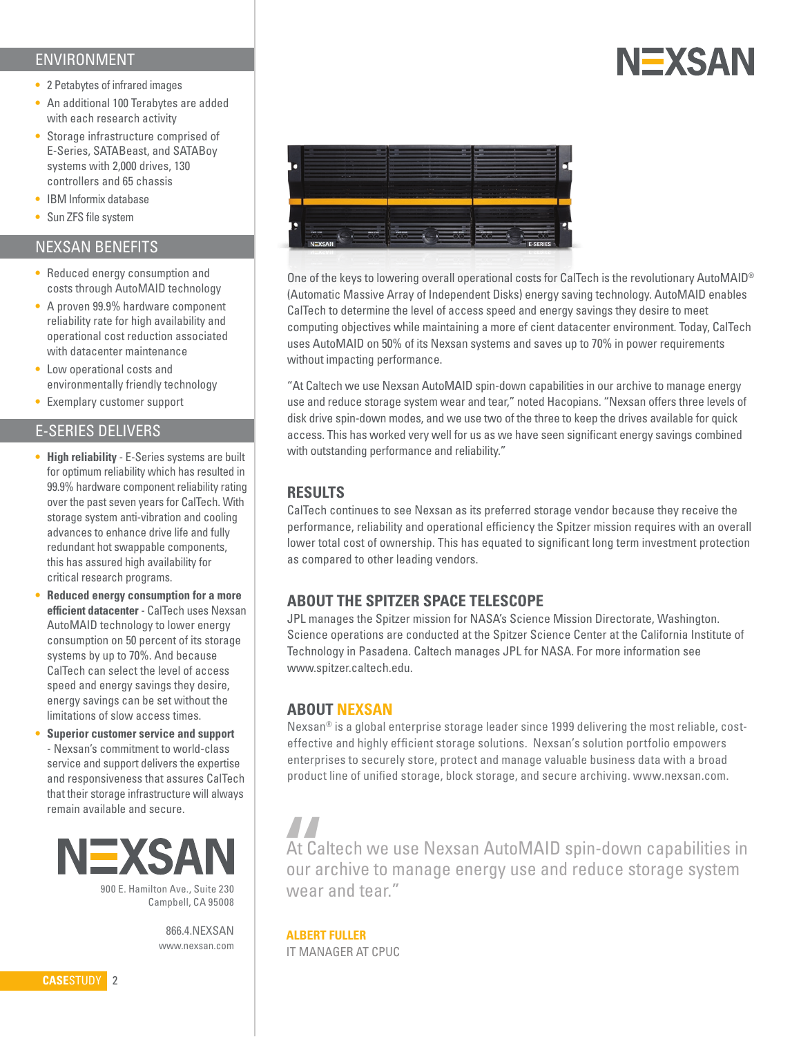## ENVIRONMENT

- 2 Petabytes of infrared images
- An additional 100 Terabytes are added with each research activity
- Storage infrastructure comprised of E-Series, SATABeast, and SATABoy systems with 2,000 drives, 130 controllers and 65 chassis
- IBM Informix database
- Sun ZFS file system

## NEXSAN BENEFITS

- Reduced energy consumption and costs through AutoMAID technology
- A proven 99.9% hardware component reliability rate for high availability and operational cost reduction associated with datacenter maintenance
- Low operational costs and environmentally friendly technology
- Exemplary customer support

## E-SERIES DELIVERS

- **High reliability** - E-Series systems are built for optimum reliability which has resulted in 99.9% hardware component reliability rating over the past seven years for CalTech. With storage system anti-vibration and cooling advances to enhance drive life and fully redundant hot swappable components, this has assured high availability for critical research programs.
- **Reduced energy consumption for a more efficient datacenter** - CalTech uses Nexsan AutoMAID technology to lower energy consumption on 50 percent of its storage systems by up to 70%. And because CalTech can select the level of access speed and energy savings they desire, energy savings can be set without the limitations of slow access times.
- **Superior customer service and support** - Nexsan's commitment to world-class service and support delivers the expertise and responsiveness that assures CalTech that their storage infrastructure will always remain available and secure.

NEXSAN
900 E. Hamilton Ave., Suite 230
Campbell, CA 95008

866.4.NEXSAN
www.nexsan.com

One of the keys to lowering overall operational costs for CalTech is the revolutionary AutoMAID® (Automatic Massive Array of Independent Disks) energy saving technology. AutoMAID enables CalTech to determine the level of access speed and energy savings they desire to meet computing objectives while maintaining a more ef cient datacenter environment. Today, CalTech uses AutoMAID on 50% of its Nexsan systems and saves up to 70% in power requirements without impacting performance.

"At Caltech we use Nexsan AutoMAID spin-down capabilities in our archive to manage energy use and reduce storage system wear and tear," noted Hacopians. "Nexsan offers three levels of disk drive spin-down modes, and we use two of the three to keep the drives available for quick access. This has worked very well for us as we have seen significant energy savings combined with outstanding performance and reliability."

## RESULTS

CalTech continues to see Nexsan as its preferred storage vendor because they receive the performance, reliability and operational efficiency the Spitzer mission requires with an overall lower total cost of ownership. This has equated to significant long term investment protection as compared to other leading vendors.

## ABOUT THE SPITZER SPACE TELESCOPE

JPL manages the Spitzer mission for NASA's Science Mission Directorate, Washington. Science operations are conducted at the Spitzer Science Center at the California Institute of Technology in Pasadena. Caltech manages JPL for NASA. For more information see www.spitzer.caltech.edu.

## ABOUT NEXSAN

Nexsan® is a global enterprise storage leader since 1999 delivering the most reliable, cost-effective and highly efficient storage solutions. Nexsan's solution portfolio empowers enterprises to securely store, protect and manage valuable business data with a broad product line of unified storage, block storage, and secure archiving. www.nexsan.com.

> "At Caltech we use Nexsan AutoMAID spin-down capabilities in our archive to manage energy use and reduce storage system wear and tear."

**ALBERT FULLER**
IT MANAGER AT CPUC

**CASE**STUDY